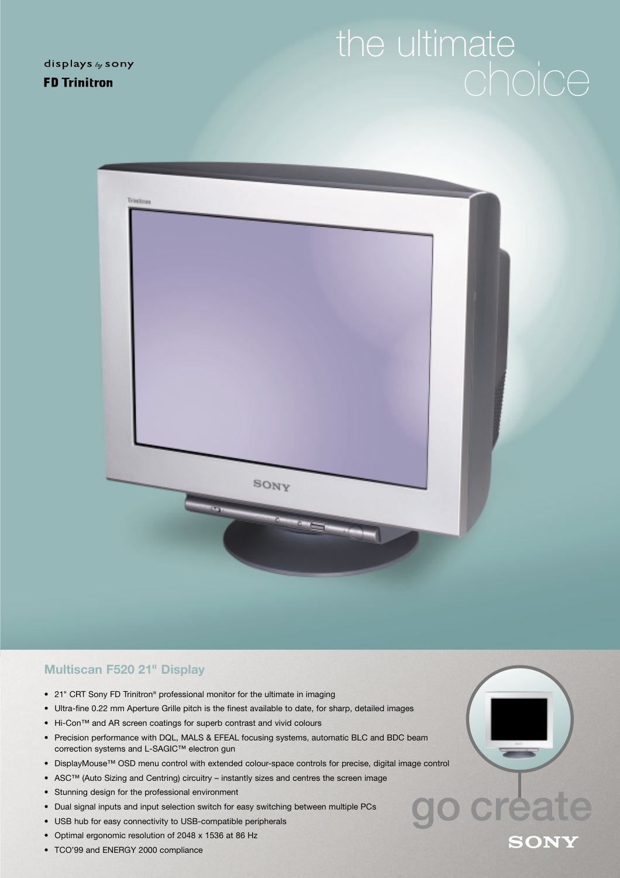displays by sony

**FD Trinitron**

# the ultimate choice

## Multiscan F520 21" Display

- 21" CRT Sony FD Trinitron® professional monitor for the ultimate in imaging
- Ultra-fine 0.22 mm Aperture Grille pitch is the finest available to date, for sharp, detailed images
- Hi-Con™ and AR screen coatings for superb contrast and vivid colours
- Precision performance with DQL, MALS & EFEAL focusing systems, automatic BLC and BDC beam correction systems and L-SAGIC™ electron gun
- DisplayMouse™ OSD menu control with extended colour-space controls for precise, digital image control
- ASC™ (Auto Sizing and Centring) circuitry – instantly sizes and centres the screen image
- Stunning design for the professional environment
- Dual signal inputs and input selection switch for easy switching between multiple PCs
- USB hub for easy connectivity to USB-compatible peripherals
- Optimal ergonomic resolution of 2048 x 1536 at 86 Hz
- TCO'99 and ENERGY 2000 compliance

go create

SONY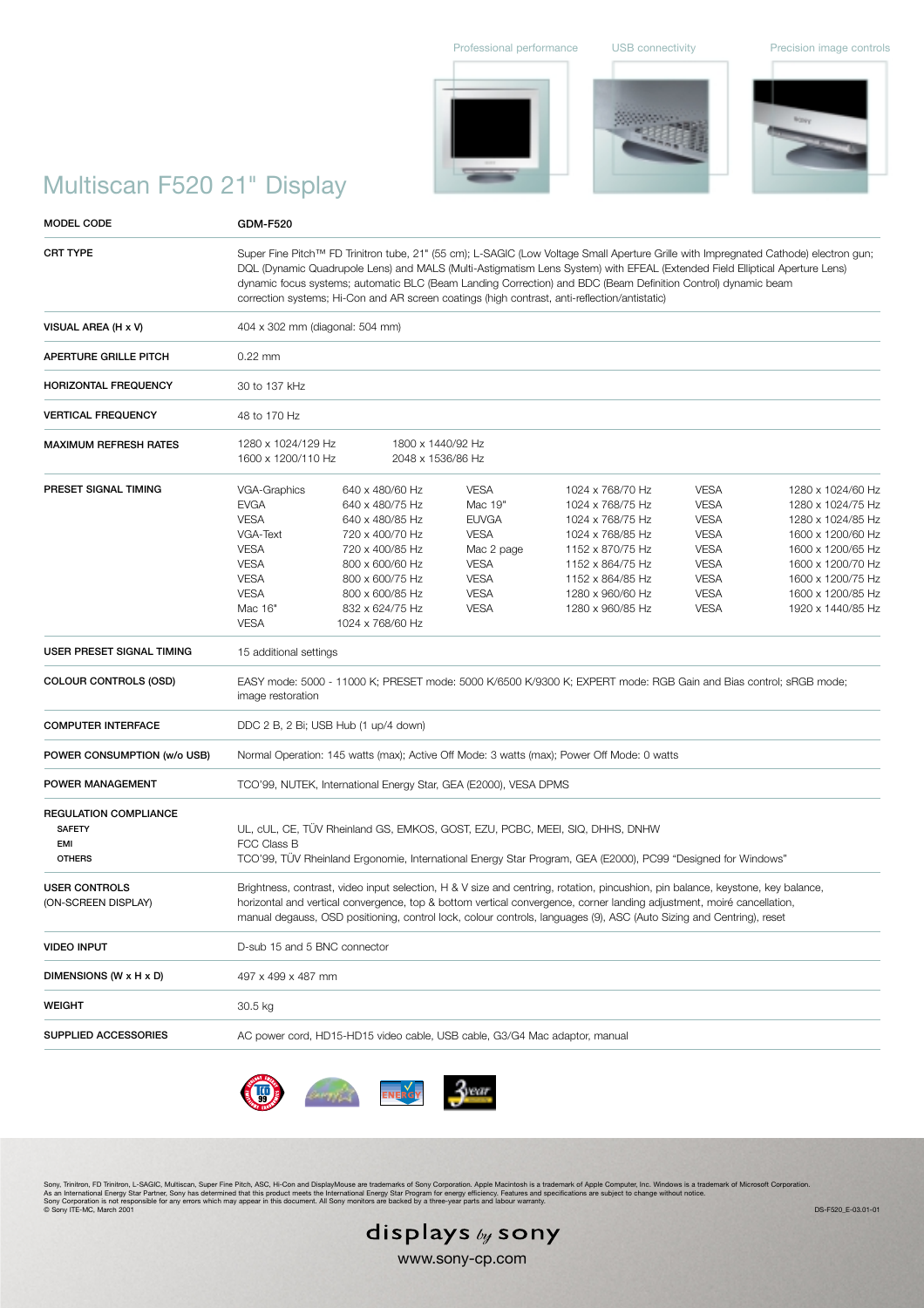Professional performance

USB connectivity

Precision image controls

# Multiscan F520 21" Display

| | |
|---|---|
| MODEL CODE | GDM-F520 |
| CRT TYPE | Super Fine Pitch™ FD Trinitron tube, 21" (55 cm); L-SAGIC (Low Voltage Small Aperture Grille with Impregnated Cathode) electron gun; DQL (Dynamic Quadrupole Lens) and MALS (Multi-Astigmatism Lens System) with EFEAL (Extended Field Elliptical Aperture Lens) dynamic focus systems; automatic BLC (Beam Landing Correction) and BDC (Beam Definition Control) dynamic beam correction systems; Hi-Con and AR screen coatings (high contrast, anti-reflection/antistatic) |
| VISUAL AREA (H x V) | 404 x 302 mm (diagonal: 504 mm) |
| APERTURE GRILLE PITCH | 0.22 mm |
| HORIZONTAL FREQUENCY | 30 to 137 kHz |
| VERTICAL FREQUENCY | 48 to 170 Hz |
| MAXIMUM REFRESH RATES | 1280 x 1024/129 Hz<br>1600 x 1200/110 Hz<br>1800 x 1440/92 Hz<br>2048 x 1536/86 Hz |

PRESET SIGNAL TIMING

| | | | | | |
|---|---|---|---|---|---|
| VGA-Graphics | 640 x 480/60 Hz | VESA | 1024 x 768/70 Hz | VESA | 1280 x 1024/60 Hz |
| EVGA | 640 x 480/75 Hz | Mac 19" | 1024 x 768/75 Hz | VESA | 1280 x 1024/75 Hz |
| VESA | 640 x 480/85 Hz | EUVGA | 1024 x 768/75 Hz | VESA | 1280 x 1024/85 Hz |
| VGA-Text | 720 x 400/70 Hz | VESA | 1024 x 768/85 Hz | VESA | 1600 x 1200/60 Hz |
| VESA | 720 x 400/85 Hz | Mac 2 page | 1152 x 870/75 Hz | VESA | 1600 x 1200/65 Hz |
| VESA | 800 x 600/60 Hz | VESA | 1152 x 864/75 Hz | VESA | 1600 x 1200/70 Hz |
| VESA | 800 x 600/75 Hz | VESA | 1152 x 864/85 Hz | VESA | 1600 x 1200/75 Hz |
| VESA | 800 x 600/85 Hz | VESA | 1280 x 960/60 Hz | VESA | 1600 x 1200/85 Hz |
| Mac 16" | 832 x 624/75 Hz | VESA | 1280 x 960/85 Hz | VESA | 1920 x 1440/85 Hz |
| VESA | 1024 x 768/60 Hz | | | | |

| | |
|---|---|
| USER PRESET SIGNAL TIMING | 15 additional settings |
| COLOUR CONTROLS (OSD) | EASY mode: 5000 - 11000 K; PRESET mode: 5000 K/6500 K/9300 K; EXPERT mode: RGB Gain and Bias control; sRGB mode; image restoration |
| COMPUTER INTERFACE | DDC 2 B, 2 Bi; USB Hub (1 up/4 down) |
| POWER CONSUMPTION (w/o USB) | Normal Operation: 145 watts (max); Active Off Mode: 3 watts (max); Power Off Mode: 0 watts |
| POWER MANAGEMENT | TCO'99, NUTEK, International Energy Star, GEA (E2000), VESA DPMS |
| REGULATION COMPLIANCE | |
| SAFETY | UL, cUL, CE, TÜV Rheinland GS, EMKOS, GOST, EZU, PCBC, MEEI, SIQ, DHHS, DNHW |
| EMI | FCC Class B |
| OTHERS | TCO'99, TÜV Rheinland Ergonomie, International Energy Star Program, GEA (E2000), PC99 "Designed for Windows" |
| USER CONTROLS (ON-SCREEN DISPLAY) | Brightness, contrast, video input selection, H & V size and centring, rotation, pincushion, pin balance, keystone, key balance, horizontal and vertical convergence, top & bottom vertical convergence, corner landing adjustment, moiré cancellation, manual degauss, OSD positioning, control lock, colour controls, languages (9), ASC (Auto Sizing and Centring), reset |
| VIDEO INPUT | D-sub 15 and 5 BNC connector |
| DIMENSIONS (W x H x D) | 497 x 499 x 487 mm |
| WEIGHT | 30.5 kg |
| SUPPLIED ACCESSORIES | AC power cord, HD15-HD15 video cable, USB cable, G3/G4 Mac adaptor, manual |

Sony, Trinitron, FD Trinitron, L-SAGIC, Multiscan, Super Fine Pitch, ASC, Hi-Con and DisplayMouse are trademarks of Sony Corporation. Apple Macintosh is a trademark of Apple Computer, Inc. Windows is a trademark of Microsoft Corporation.
As an International Energy Star Partner, Sony has determined that this product meets the International Energy Star Program for energy efficiency. Features and specifications are subject to change without notice.
Sony Corporation is not responsible for any errors which may appear in this document. All Sony monitors are backed by a three-year parts and labour warranty.
© Sony ITE-MC, March 2001

DS-F520_E-03.01-01

displays by sony

www.sony-cp.com